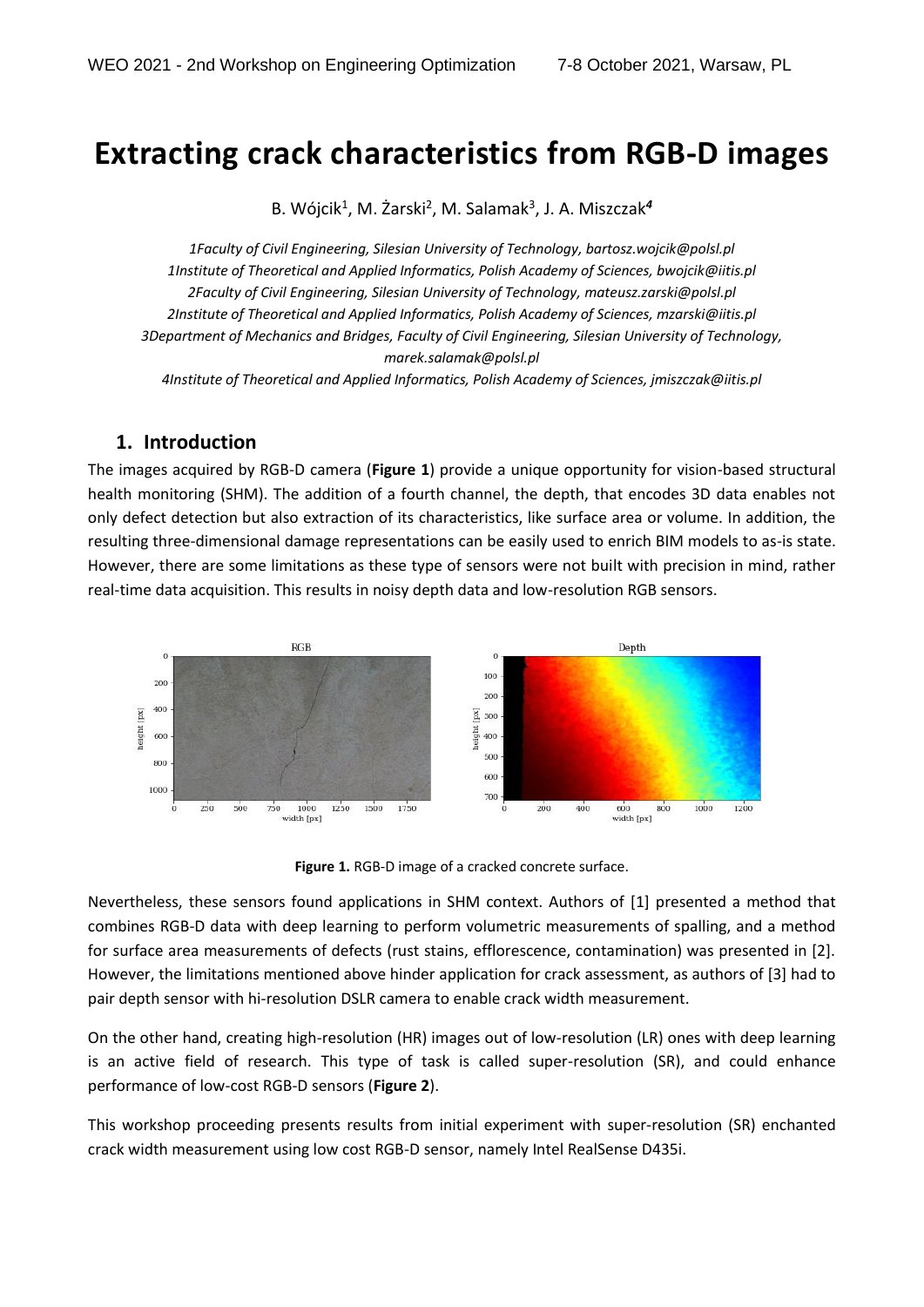# Extracting crack characteristics from RGB-D images

B. Wójcik[1], M. Żarski[2], M. Salamak[3], J. A. Miszczak[4]

*1Faculty of Civil Engineering, Silesian University of Technology, bartosz.wojcik@polsl.pl*
*1Institute of Theoretical and Applied Informatics, Polish Academy of Sciences, bwojcik@iitis.pl*
*2Faculty of Civil Engineering, Silesian University of Technology, mateusz.zarski@polsl.pl*
*2Institute of Theoretical and Applied Informatics, Polish Academy of Sciences, mzarski@iitis.pl*
*3Department of Mechanics and Bridges, Faculty of Civil Engineering, Silesian University of Technology, marek.salamak@polsl.pl*
*4Institute of Theoretical and Applied Informatics, Polish Academy of Sciences, jmiszczak@iitis.pl*

## 1. Introduction

The images acquired by RGB-D camera (**Figure 1**) provide a unique opportunity for vision-based structural health monitoring (SHM). The addition of a fourth channel, the depth, that encodes 3D data enables not only defect detection but also extraction of its characteristics, like surface area or volume. In addition, the resulting three-dimensional damage representations can be easily used to enrich BIM models to as-is state. However, there are some limitations as these type of sensors were not built with precision in mind, rather real-time data acquisition. This results in noisy depth data and low-resolution RGB sensors.

**Figure 1.** RGB-D image of a cracked concrete surface.

Nevertheless, these sensors found applications in SHM context. Authors of [1] presented a method that combines RGB-D data with deep learning to perform volumetric measurements of spalling, and a method for surface area measurements of defects (rust stains, efflorescence, contamination) was presented in [2]. However, the limitations mentioned above hinder application for crack assessment, as authors of [3] had to pair depth sensor with hi-resolution DSLR camera to enable crack width measurement.

On the other hand, creating high-resolution (HR) images out of low-resolution (LR) ones with deep learning is an active field of research. This type of task is called super-resolution (SR), and could enhance performance of low-cost RGB-D sensors (**Figure 2**).

This workshop proceeding presents results from initial experiment with super-resolution (SR) enchanted crack width measurement using low cost RGB-D sensor, namely Intel RealSense D435i.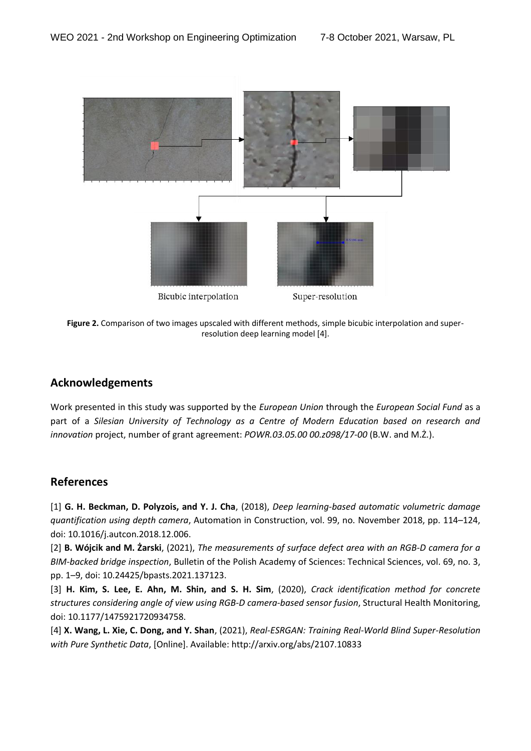Bicubic interpolation

Super-resolution

**Figure 2.** Comparison of two images upscaled with different methods, simple bicubic interpolation and super-resolution deep learning model [4].

## Acknowledgements

Work presented in this study was supported by the *European Union* through the *European Social Fund* as a part of a *Silesian University of Technology as a Centre of Modern Education based on research and innovation* project, number of grant agreement: *POWR.03.05.00 00.z098/17-00* (B.W. and M.Ż.).

## References

[1] **G. H. Beckman, D. Polyzois, and Y. J. Cha**, (2018), *Deep learning-based automatic volumetric damage quantification using depth camera*, Automation in Construction, vol. 99, no. November 2018, pp. 114–124, doi: 10.1016/j.autcon.2018.12.006.

[2] **B. Wójcik and M. Żarski**, (2021), *The measurements of surface defect area with an RGB-D camera for a BIM-backed bridge inspection*, Bulletin of the Polish Academy of Sciences: Technical Sciences, vol. 69, no. 3, pp. 1–9, doi: 10.24425/bpasts.2021.137123.

[3] **H. Kim, S. Lee, E. Ahn, M. Shin, and S. H. Sim**, (2020), *Crack identification method for concrete structures considering angle of view using RGB-D camera-based sensor fusion*, Structural Health Monitoring, doi: 10.1177/1475921720934758.

[4] **X. Wang, L. Xie, C. Dong, and Y. Shan**, (2021), *Real-ESRGAN: Training Real-World Blind Super-Resolution with Pure Synthetic Data*, [Online]. Available: http://arxiv.org/abs/2107.10833